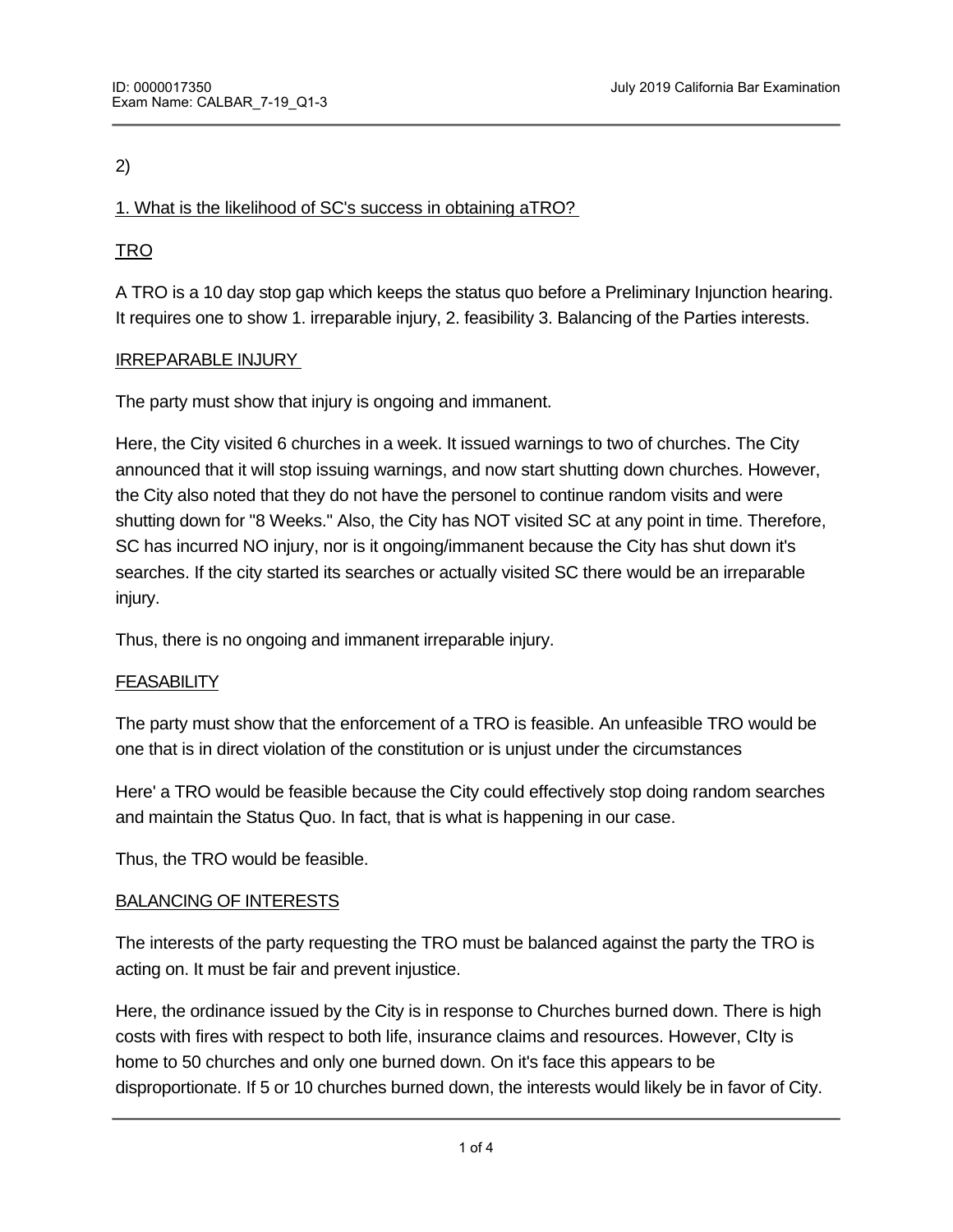2)

1. What is the likelihood of SC's success in obtaining aTRO?

TRO

A TRO is a 10 day stop gap which keeps the status quo before a Preliminary Injunction hearing. It requires one to show 1. irreparable injury, 2. feasibility 3. Balancing of the Parties interests.

IRREPARABLE INJURY

The party must show that injury is ongoing and immanent.

Here, the City visited 6 churches in a week. It issued warnings to two of churches. The City announced that it will stop issuing warnings, and now start shutting down churches. However, the City also noted that they do not have the personel to continue random visits and were shutting down for "8 Weeks." Also, the City has NOT visited SC at any point in time. Therefore, SC has incurred NO injury, nor is it ongoing/immanent because the City has shut down it's searches. If the city started its searches or actually visited SC there would be an irreparable injury.

Thus, there is no ongoing and immanent irreparable injury.

FEASABILITY

The party must show that the enforcement of a TRO is feasible. An unfeasible TRO would be one that is in direct violation of the constitution or is unjust under the circumstances

Here' a TRO would be feasible because the City could effectively stop doing random searches and maintain the Status Quo. In fact, that is what is happening in our case.

Thus, the TRO would be feasible.

BALANCING OF INTERESTS

The interests of the party requesting the TRO must be balanced against the party the TRO is acting on. It must be fair and prevent injustice.

Here, the ordinance issued by the City is in response to Churches burned down. There is high costs with fires with respect to both life, insurance claims and resources. However, CIty is home to 50 churches and only one burned down. On it's face this appears to be disproportionate. If 5 or 10 churches burned down, the interests would likely be in favor of City.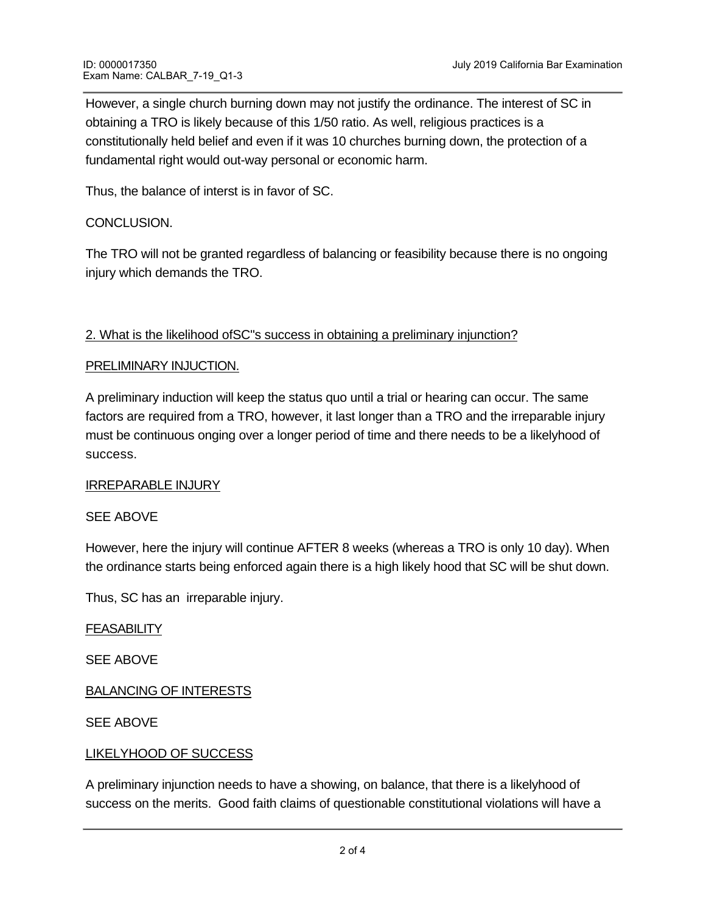However, a single church burning down may not justify the ordinance. The interest of SC in obtaining a TRO is likely because of this 1/50 ratio. As well, religious practices is a constitutionally held belief and even if it was 10 churches burning down, the protection of a fundamental right would out-way personal or economic harm.

Thus, the balance of interst is in favor of SC.

CONCLUSION.

The TRO will not be granted regardless of balancing or feasibility because there is no ongoing injury which demands the TRO.

<u>2. What is the likelihood ofSC''s success in obtaining a preliminary injunction?</u>

<u>PRELIMINARY INJUCTION.</u>

A preliminary induction will keep the status quo until a trial or hearing can occur. The same factors are required from a TRO, however, it last longer than a TRO and the irreparable injury must be continuous onging over a longer period of time and there needs to be a likelyhood of success.

<u>IRREPARABLE INJURY</u>

SEE ABOVE

However, here the injury will continue AFTER 8 weeks (whereas a TRO is only 10 day). When the ordinance starts being enforced again there is a high likely hood that SC will be shut down.

Thus, SC has an irreparable injury.

<u>FEASABILITY</u>

SEE ABOVE

<u>BALANCING OF INTERESTS</u>

SEE ABOVE

<u>LIKELYHOOD OF SUCCESS</u>

A preliminary injunction needs to have a showing, on balance, that there is a likelyhood of success on the merits. Good faith claims of questionable constitutional violations will have a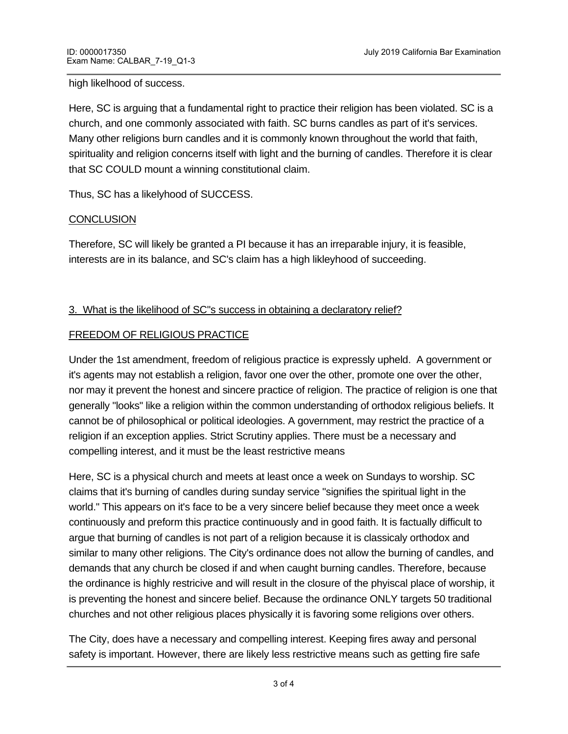high likelihood of success.

Here, SC is arguing that a fundamental right to practice their religion has been violated. SC is a church, and one commonly associated with faith. SC burns candles as part of it's services. Many other religions burn candles and it is commonly known throughout the world that faith, spirituality and religion concerns itself with light and the burning of candles. Therefore it is clear that SC COULD mount a winning constitutional claim.

Thus, SC has a likelyhood of SUCCESS.

<u>CONCLUSION</u>

Therefore, SC will likely be granted a PI because it has an irreparable injury, it is feasible, interests are in its balance, and SC's claim has a high likleyhood of succeeding.

<u>3. What is the likelihood of SC"s success in obtaining a declaratory relief?</u>

<u>FREEDOM OF RELIGIOUS PRACTICE</u>

Under the 1st amendment, freedom of religious practice is expressly upheld. A government or it's agents may not establish a religion, favor one over the other, promote one over the other, nor may it prevent the honest and sincere practice of religion. The practice of religion is one that generally "looks" like a religion within the common understanding of orthodox religious beliefs. It cannot be of philosophical or political ideologies. A government, may restrict the practice of a religion if an exception applies. Strict Scrutiny applies. There must be a necessary and compelling interest, and it must be the least restrictive means

Here, SC is a physical church and meets at least once a week on Sundays to worship. SC claims that it's burning of candles during sunday service "signifies the spiritual light in the world." This appears on it's face to be a very sincere belief because they meet once a week continuously and preform this practice continuously and in good faith. It is factually difficult to argue that burning of candles is not part of a religion because it is classicaly orthodox and similar to many other religions. The City's ordinance does not allow the burning of candles, and demands that any church be closed if and when caught burning candles. Therefore, because the ordinance is highly restricive and will result in the closure of the phyiscal place of worship, it is preventing the honest and sincere belief. Because the ordinance ONLY targets 50 traditional churches and not other religious places physically it is favoring some religions over others.

The City, does have a necessary and compelling interest. Keeping fires away and personal safety is important. However, there are likely less restrictive means such as getting fire safe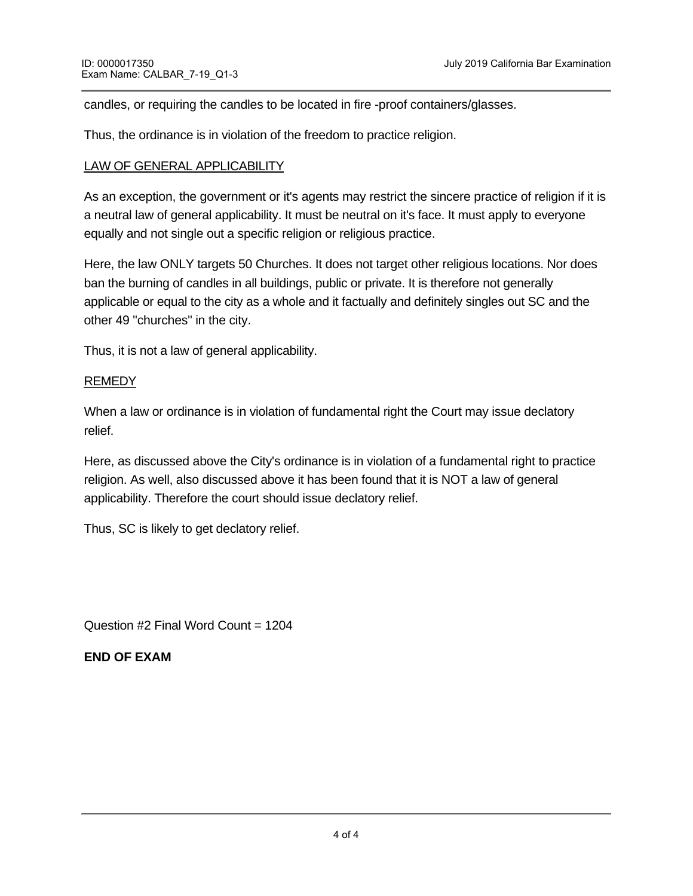candles, or requiring the candles to be located in fire -proof containers/glasses.

Thus, the ordinance is in violation of the freedom to practice religion.

<u>LAW OF GENERAL APPLICABILITY</u>

As an exception, the government or it's agents may restrict the sincere practice of religion if it is a neutral law of general applicability. It must be neutral on it's face. It must apply to everyone equally and not single out a specific religion or religious practice.

Here, the law ONLY targets 50 Churches. It does not target other religious locations. Nor does ban the burning of candles in all buildings, public or private. It is therefore not generally applicable or equal to the city as a whole and it factually and definitely singles out SC and the other 49 "churches" in the city.

Thus, it is not a law of general applicability.

<u>REMEDY</u>

When a law or ordinance is in violation of fundamental right the Court may issue declatory relief.

Here, as discussed above the City's ordinance is in violation of a fundamental right to practice religion. As well, also discussed above it has been found that it is NOT a law of general applicability. Therefore the court should issue declatory relief.

Thus, SC is likely to get declatory relief.

Question #2 Final Word Count = 1204

**END OF EXAM**